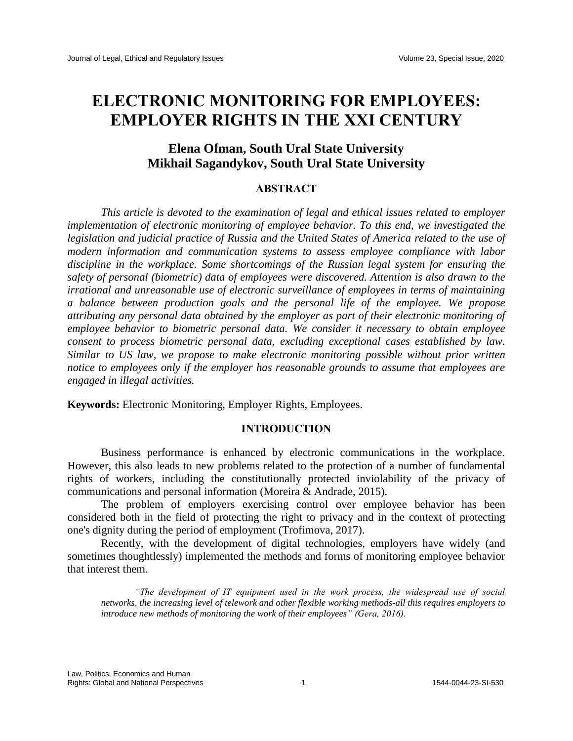# ELECTRONIC MONITORING FOR EMPLOYEES: EMPLOYER RIGHTS IN THE XXI CENTURY

**Elena Ofman, South Ural State University**
**Mikhail Sagandykov, South Ural State University**

## ABSTRACT

*This article is devoted to the examination of legal and ethical issues related to employer implementation of electronic monitoring of employee behavior. To this end, we investigated the legislation and judicial practice of Russia and the United States of America related to the use of modern information and communication systems to assess employee compliance with labor discipline in the workplace. Some shortcomings of the Russian legal system for ensuring the safety of personal (biometric) data of employees were discovered. Attention is also drawn to the irrational and unreasonable use of electronic surveillance of employees in terms of maintaining a balance between production goals and the personal life of the employee. We propose attributing any personal data obtained by the employer as part of their electronic monitoring of employee behavior to biometric personal data. We consider it necessary to obtain employee consent to process biometric personal data, excluding exceptional cases established by law. Similar to US law, we propose to make electronic monitoring possible without prior written notice to employees only if the employer has reasonable grounds to assume that employees are engaged in illegal activities.*

**Keywords:** Electronic Monitoring, Employer Rights, Employees.

## INTRODUCTION

Business performance is enhanced by electronic communications in the workplace. However, this also leads to new problems related to the protection of a number of fundamental rights of workers, including the constitutionally protected inviolability of the privacy of communications and personal information (Moreira & Andrade, 2015).

The problem of employers exercising control over employee behavior has been considered both in the field of protecting the right to privacy and in the context of protecting one's dignity during the period of employment (Trofimova, 2017).

Recently, with the development of digital technologies, employers have widely (and sometimes thoughtlessly) implemented the methods and forms of monitoring employee behavior that interest them.

> *"The development of IT equipment used in the work process, the widespread use of social networks, the increasing level of telework and other flexible working methods-all this requires employers to introduce new methods of monitoring the work of their employees" (Gera, 2016).*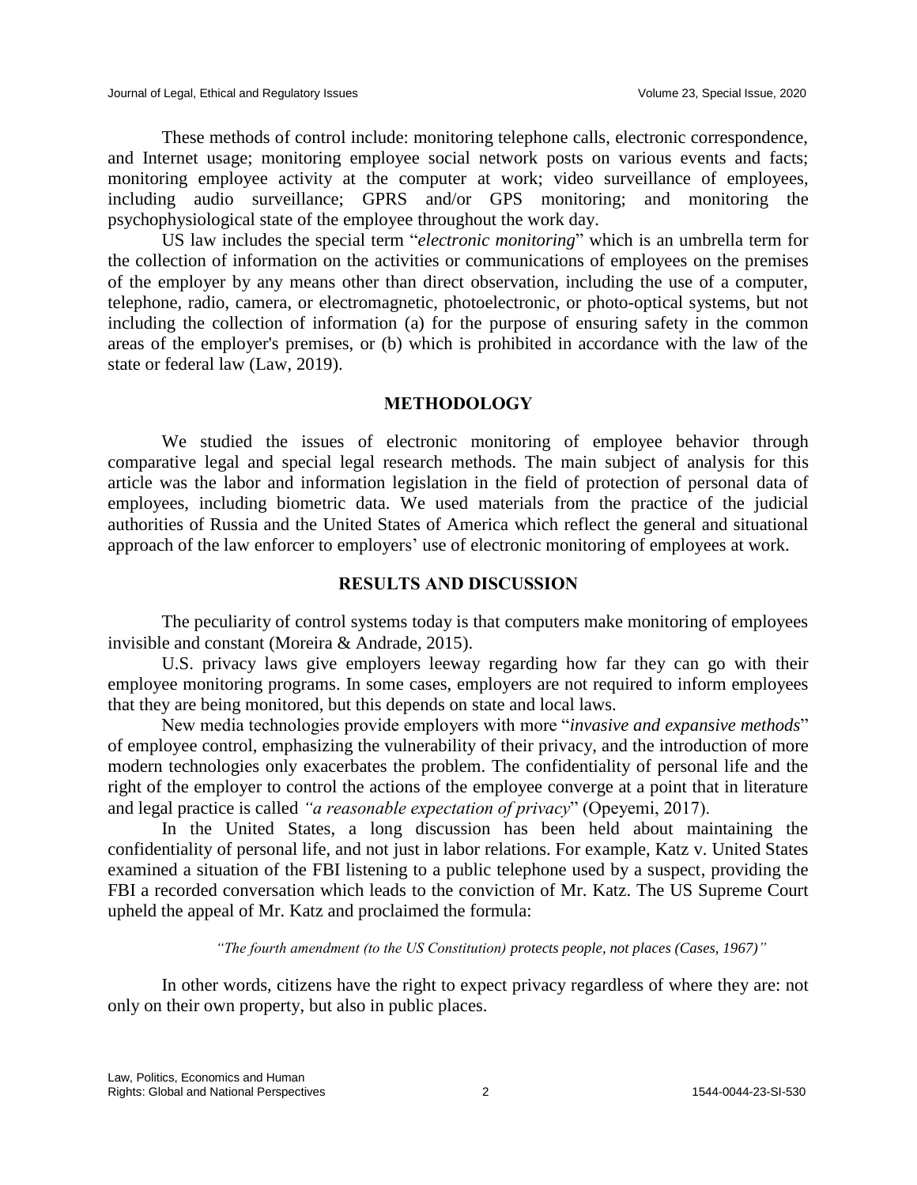These methods of control include: monitoring telephone calls, electronic correspondence, and Internet usage; monitoring employee social network posts on various events and facts; monitoring employee activity at the computer at work; video surveillance of employees, including audio surveillance; GPRS and/or GPS monitoring; and monitoring the psychophysiological state of the employee throughout the work day.

US law includes the special term "*electronic monitoring*" which is an umbrella term for the collection of information on the activities or communications of employees on the premises of the employer by any means other than direct observation, including the use of a computer, telephone, radio, camera, or electromagnetic, photoelectronic, or photo-optical systems, but not including the collection of information (a) for the purpose of ensuring safety in the common areas of the employer's premises, or (b) which is prohibited in accordance with the law of the state or federal law (Law, 2019).

## METHODOLOGY

We studied the issues of electronic monitoring of employee behavior through comparative legal and special legal research methods. The main subject of analysis for this article was the labor and information legislation in the field of protection of personal data of employees, including biometric data. We used materials from the practice of the judicial authorities of Russia and the United States of America which reflect the general and situational approach of the law enforcer to employers' use of electronic monitoring of employees at work.

## RESULTS AND DISCUSSION

The peculiarity of control systems today is that computers make monitoring of employees invisible and constant (Moreira & Andrade, 2015).

U.S. privacy laws give employers leeway regarding how far they can go with their employee monitoring programs. In some cases, employers are not required to inform employees that they are being monitored, but this depends on state and local laws.

New media technologies provide employers with more "*invasive and expansive methods*" of employee control, emphasizing the vulnerability of their privacy, and the introduction of more modern technologies only exacerbates the problem. The confidentiality of personal life and the right of the employer to control the actions of the employee converge at a point that in literature and legal practice is called *"a reasonable expectation of privacy*" (Opeyemi, 2017).

In the United States, a long discussion has been held about maintaining the confidentiality of personal life, and not just in labor relations. For example, Katz v. United States examined a situation of the FBI listening to a public telephone used by a suspect, providing the FBI a recorded conversation which leads to the conviction of Mr. Katz. The US Supreme Court upheld the appeal of Mr. Katz and proclaimed the formula:

> *"The fourth amendment (to the US Constitution) protects people, not places (Cases, 1967)"*

In other words, citizens have the right to expect privacy regardless of where they are: not only on their own property, but also in public places.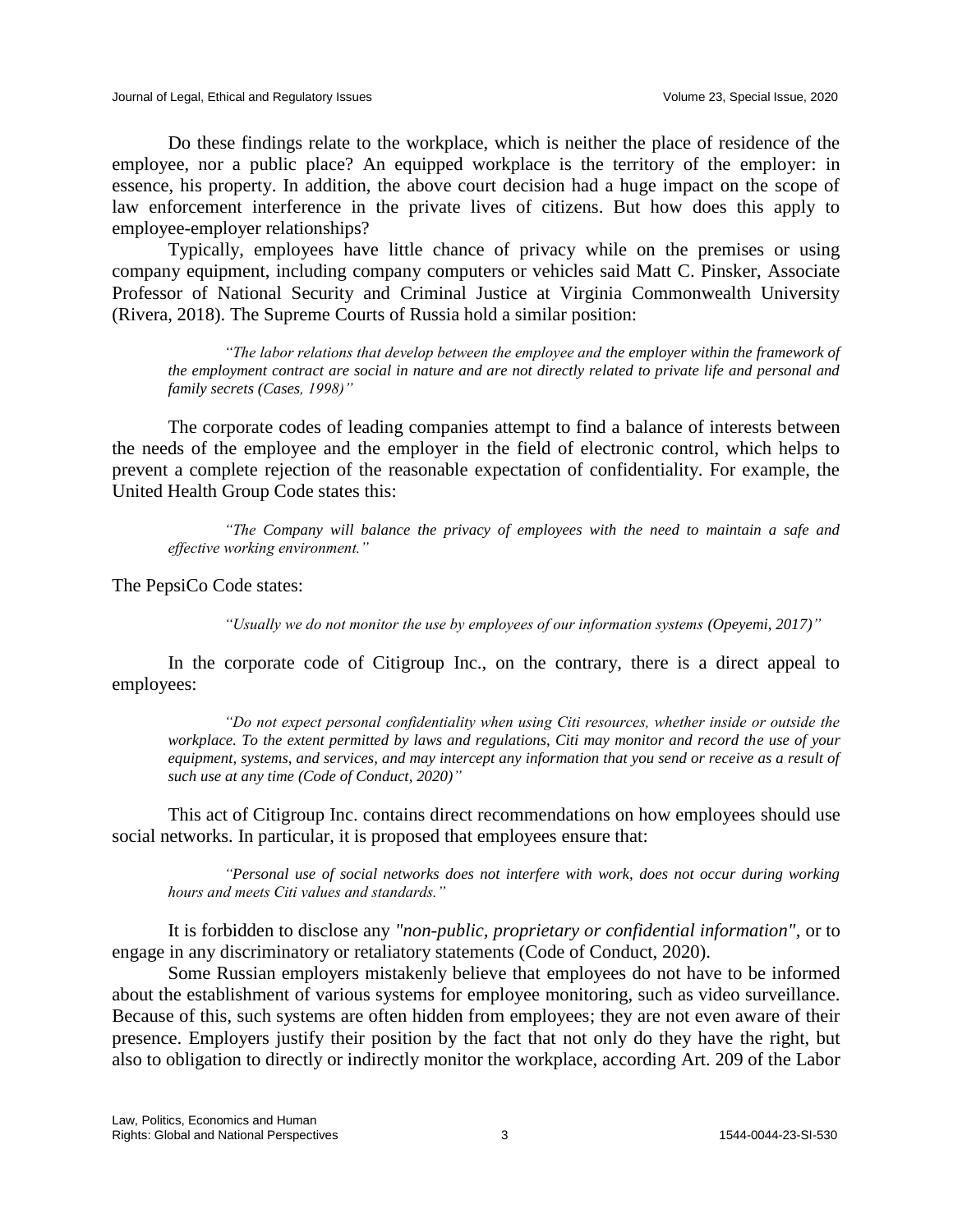Do these findings relate to the workplace, which is neither the place of residence of the employee, nor a public place? An equipped workplace is the territory of the employer: in essence, his property. In addition, the above court decision had a huge impact on the scope of law enforcement interference in the private lives of citizens. But how does this apply to employee-employer relationships?

Typically, employees have little chance of privacy while on the premises or using company equipment, including company computers or vehicles said Matt C. Pinsker, Associate Professor of National Security and Criminal Justice at Virginia Commonwealth University (Rivera, 2018). The Supreme Courts of Russia hold a similar position:

> *"The labor relations that develop between the employee and the employer within the framework of the employment contract are social in nature and are not directly related to private life and personal and family secrets (Cases, 1998)"*

The corporate codes of leading companies attempt to find a balance of interests between the needs of the employee and the employer in the field of electronic control, which helps to prevent a complete rejection of the reasonable expectation of confidentiality. For example, the United Health Group Code states this:

> *"The Company will balance the privacy of employees with the need to maintain a safe and effective working environment."*

The PepsiCo Code states:

> *"Usually we do not monitor the use by employees of our information systems (Opeyemi, 2017)"*

In the corporate code of Citigroup Inc., on the contrary, there is a direct appeal to employees:

> *"Do not expect personal confidentiality when using Citi resources, whether inside or outside the workplace. To the extent permitted by laws and regulations, Citi may monitor and record the use of your equipment, systems, and services, and may intercept any information that you send or receive as a result of such use at any time (Code of Conduct, 2020)"*

This act of Citigroup Inc. contains direct recommendations on how employees should use social networks. In particular, it is proposed that employees ensure that:

> *"Personal use of social networks does not interfere with work, does not occur during working hours and meets Citi values and standards."*

It is forbidden to disclose any *"non-public, proprietary or confidential information"*, or to engage in any discriminatory or retaliatory statements (Code of Conduct, 2020).

Some Russian employers mistakenly believe that employees do not have to be informed about the establishment of various systems for employee monitoring, such as video surveillance. Because of this, such systems are often hidden from employees; they are not even aware of their presence. Employers justify their position by the fact that not only do they have the right, but also to obligation to directly or indirectly monitor the workplace, according Art. 209 of the Labor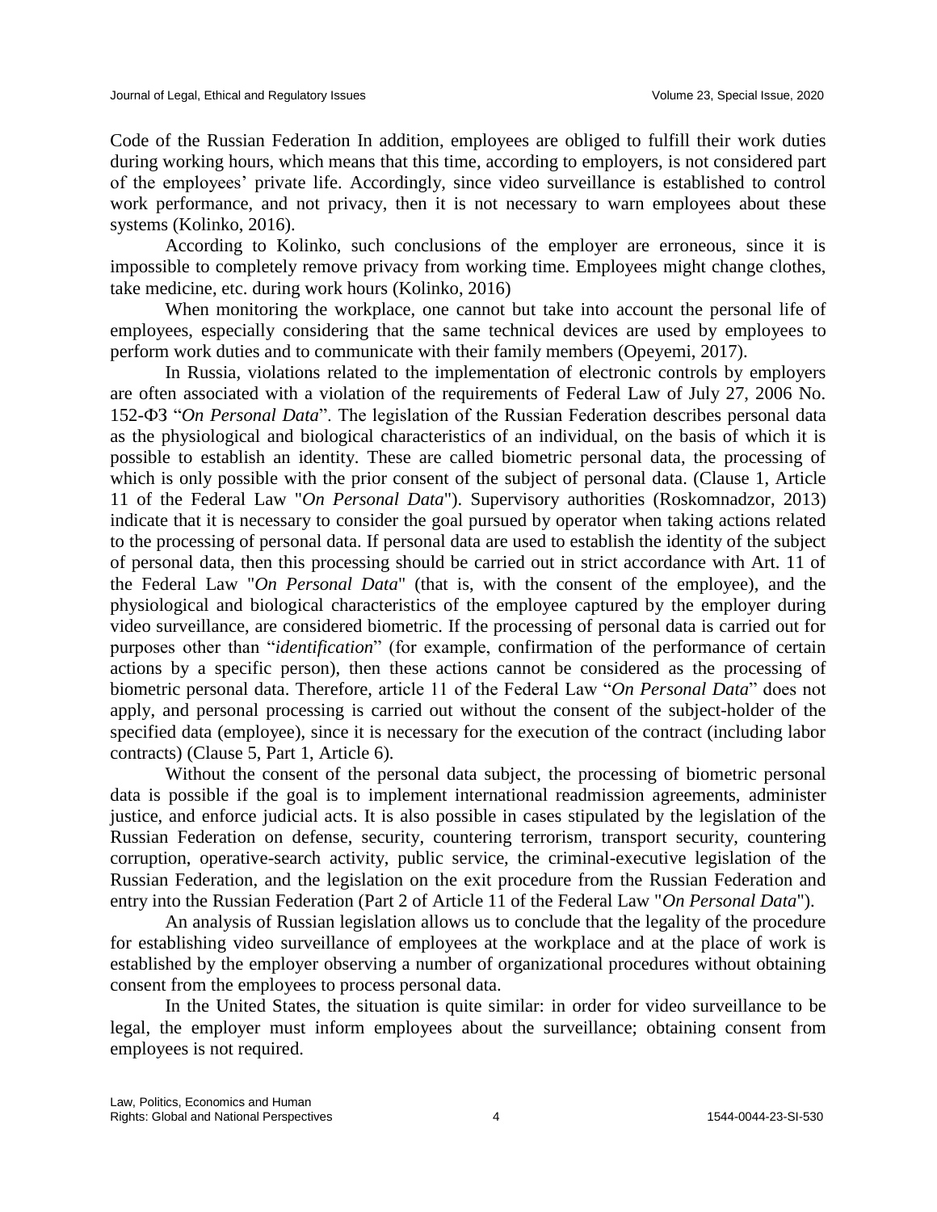Code of the Russian Federation In addition, employees are obliged to fulfill their work duties during working hours, which means that this time, according to employers, is not considered part of the employees' private life. Accordingly, since video surveillance is established to control work performance, and not privacy, then it is not necessary to warn employees about these systems (Kolinko, 2016).

According to Kolinko, such conclusions of the employer are erroneous, since it is impossible to completely remove privacy from working time. Employees might change clothes, take medicine, etc. during work hours (Kolinko, 2016)

When monitoring the workplace, one cannot but take into account the personal life of employees, especially considering that the same technical devices are used by employees to perform work duties and to communicate with their family members (Opeyemi, 2017).

In Russia, violations related to the implementation of electronic controls by employers are often associated with a violation of the requirements of Federal Law of July 27, 2006 No. 152-ФЗ "*On Personal Data*". The legislation of the Russian Federation describes personal data as the physiological and biological characteristics of an individual, on the basis of which it is possible to establish an identity. These are called biometric personal data, the processing of which is only possible with the prior consent of the subject of personal data. (Clause 1, Article 11 of the Federal Law "*On Personal Data*"). Supervisory authorities (Roskomnadzor, 2013) indicate that it is necessary to consider the goal pursued by operator when taking actions related to the processing of personal data. If personal data are used to establish the identity of the subject of personal data, then this processing should be carried out in strict accordance with Art. 11 of the Federal Law "*On Personal Data*" (that is, with the consent of the employee), and the physiological and biological characteristics of the employee captured by the employer during video surveillance, are considered biometric. If the processing of personal data is carried out for purposes other than "*identification*" (for example, confirmation of the performance of certain actions by a specific person), then these actions cannot be considered as the processing of biometric personal data. Therefore, article 11 of the Federal Law "*On Personal Data*" does not apply, and personal processing is carried out without the consent of the subject-holder of the specified data (employee), since it is necessary for the execution of the contract (including labor contracts) (Clause 5, Part 1, Article 6).

Without the consent of the personal data subject, the processing of biometric personal data is possible if the goal is to implement international readmission agreements, administer justice, and enforce judicial acts. It is also possible in cases stipulated by the legislation of the Russian Federation on defense, security, countering terrorism, transport security, countering corruption, operative-search activity, public service, the criminal-executive legislation of the Russian Federation, and the legislation on the exit procedure from the Russian Federation and entry into the Russian Federation (Part 2 of Article 11 of the Federal Law "*On Personal Data*").

An analysis of Russian legislation allows us to conclude that the legality of the procedure for establishing video surveillance of employees at the workplace and at the place of work is established by the employer observing a number of organizational procedures without obtaining consent from the employees to process personal data.

In the United States, the situation is quite similar: in order for video surveillance to be legal, the employer must inform employees about the surveillance; obtaining consent from employees is not required.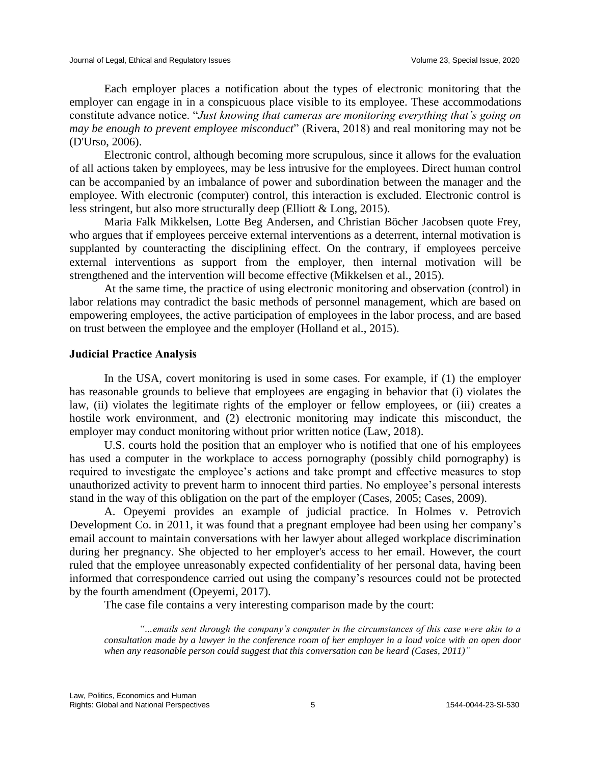Each employer places a notification about the types of electronic monitoring that the employer can engage in in a conspicuous place visible to its employee. These accommodations constitute advance notice. "*Just knowing that cameras are monitoring everything that's going on may be enough to prevent employee misconduct*" (Rivera, 2018) and real monitoring may not be (D'Urso, 2006).

Electronic control, although becoming more scrupulous, since it allows for the evaluation of all actions taken by employees, may be less intrusive for the employees. Direct human control can be accompanied by an imbalance of power and subordination between the manager and the employee. With electronic (computer) control, this interaction is excluded. Electronic control is less stringent, but also more structurally deep (Elliott & Long, 2015).

Maria Falk Mikkelsen, Lotte Beg Andersen, and Christian Böcher Jacobsen quote Frey, who argues that if employees perceive external interventions as a deterrent, internal motivation is supplanted by counteracting the disciplining effect. On the contrary, if employees perceive external interventions as support from the employer, then internal motivation will be strengthened and the intervention will become effective (Mikkelsen et al., 2015).

At the same time, the practice of using electronic monitoring and observation (control) in labor relations may contradict the basic methods of personnel management, which are based on empowering employees, the active participation of employees in the labor process, and are based on trust between the employee and the employer (Holland et al., 2015).

### Judicial Practice Analysis

In the USA, covert monitoring is used in some cases. For example, if (1) the employer has reasonable grounds to believe that employees are engaging in behavior that (i) violates the law, (ii) violates the legitimate rights of the employer or fellow employees, or (iii) creates a hostile work environment, and (2) electronic monitoring may indicate this misconduct, the employer may conduct monitoring without prior written notice (Law, 2018).

U.S. courts hold the position that an employer who is notified that one of his employees has used a computer in the workplace to access pornography (possibly child pornography) is required to investigate the employee's actions and take prompt and effective measures to stop unauthorized activity to prevent harm to innocent third parties. No employee's personal interests stand in the way of this obligation on the part of the employer (Cases, 2005; Cases, 2009).

A. Opeyemi provides an example of judicial practice. In Holmes v. Petrovich Development Co. in 2011, it was found that a pregnant employee had been using her company's email account to maintain conversations with her lawyer about alleged workplace discrimination during her pregnancy. She objected to her employer's access to her email. However, the court ruled that the employee unreasonably expected confidentiality of her personal data, having been informed that correspondence carried out using the company's resources could not be protected by the fourth amendment (Opeyemi, 2017).

The case file contains a very interesting comparison made by the court:

> *"…emails sent through the company's computer in the circumstances of this case were akin to a consultation made by a lawyer in the conference room of her employer in a loud voice with an open door when any reasonable person could suggest that this conversation can be heard (Cases, 2011)"*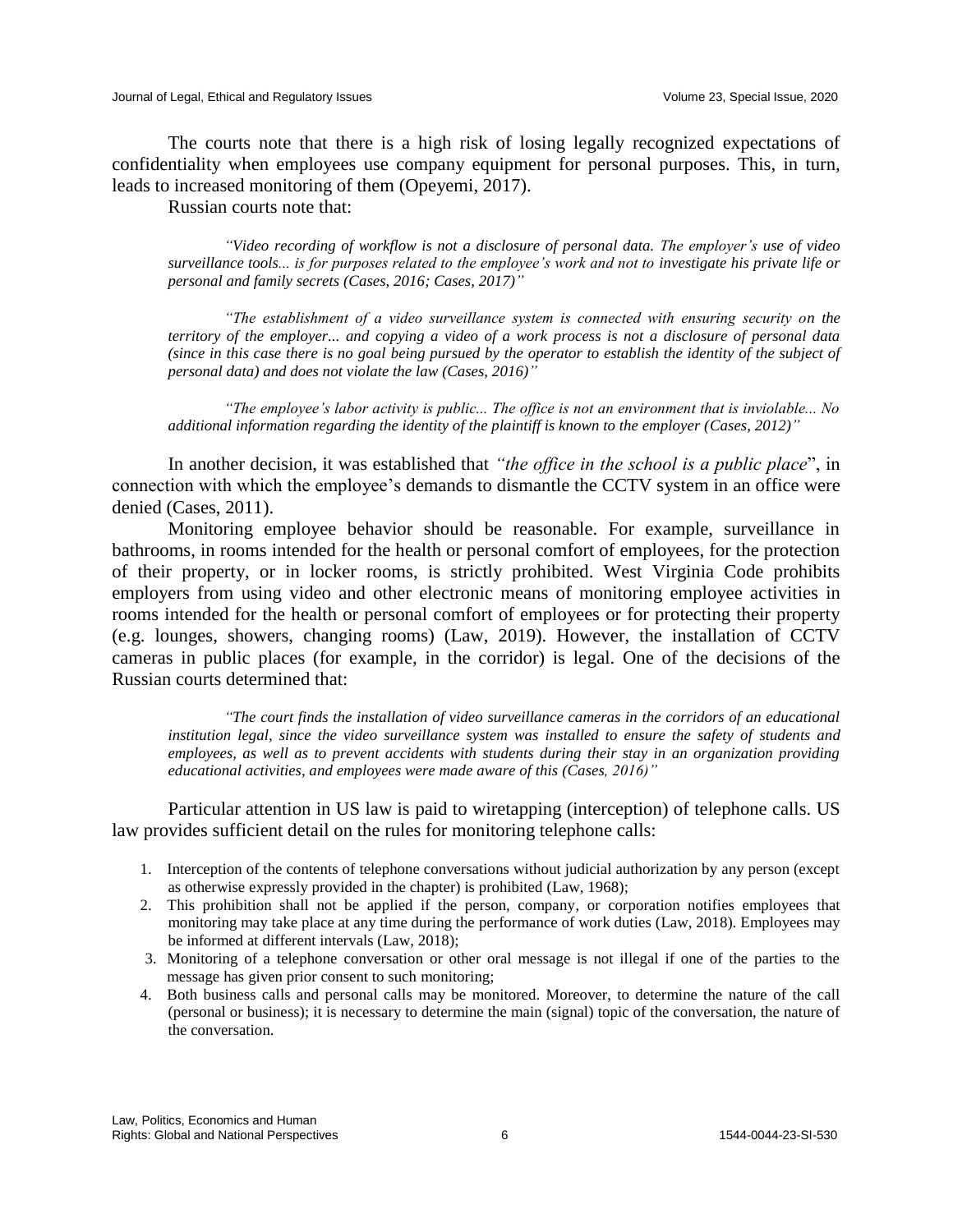The courts note that there is a high risk of losing legally recognized expectations of confidentiality when employees use company equipment for personal purposes. This, in turn, leads to increased monitoring of them (Opeyemi, 2017).

Russian courts note that:

> *"Video recording of workflow is not a disclosure of personal data. The employer's use of video surveillance tools... is for purposes related to the employee's work and not to investigate his private life or personal and family secrets (Cases, 2016; Cases, 2017)"*

> *"The establishment of a video surveillance system is connected with ensuring security on the territory of the employer... and copying a video of a work process is not a disclosure of personal data (since in this case there is no goal being pursued by the operator to establish the identity of the subject of personal data) and does not violate the law (Cases, 2016)"*

> *"The employee's labor activity is public... The office is not an environment that is inviolable... No additional information regarding the identity of the plaintiff is known to the employer (Cases, 2012)"*

In another decision, it was established that *"the office in the school is a public place*", in connection with which the employee's demands to dismantle the CCTV system in an office were denied (Cases, 2011).

Monitoring employee behavior should be reasonable. For example, surveillance in bathrooms, in rooms intended for the health or personal comfort of employees, for the protection of their property, or in locker rooms, is strictly prohibited. West Virginia Code prohibits employers from using video and other electronic means of monitoring employee activities in rooms intended for the health or personal comfort of employees or for protecting their property (e.g. lounges, showers, changing rooms) (Law, 2019). However, the installation of CCTV cameras in public places (for example, in the corridor) is legal. One of the decisions of the Russian courts determined that:

> *"The court finds the installation of video surveillance cameras in the corridors of an educational institution legal, since the video surveillance system was installed to ensure the safety of students and employees, as well as to prevent accidents with students during their stay in an organization providing educational activities, and employees were made aware of this (Cases, 2016)"*

Particular attention in US law is paid to wiretapping (interception) of telephone calls. US law provides sufficient detail on the rules for monitoring telephone calls:

1. Interception of the contents of telephone conversations without judicial authorization by any person (except as otherwise expressly provided in the chapter) is prohibited (Law, 1968);
2. This prohibition shall not be applied if the person, company, or corporation notifies employees that monitoring may take place at any time during the performance of work duties (Law, 2018). Employees may be informed at different intervals (Law, 2018);
3. Monitoring of a telephone conversation or other oral message is not illegal if one of the parties to the message has given prior consent to such monitoring;
4. Both business calls and personal calls may be monitored. Moreover, to determine the nature of the call (personal or business); it is necessary to determine the main (signal) topic of the conversation, the nature of the conversation.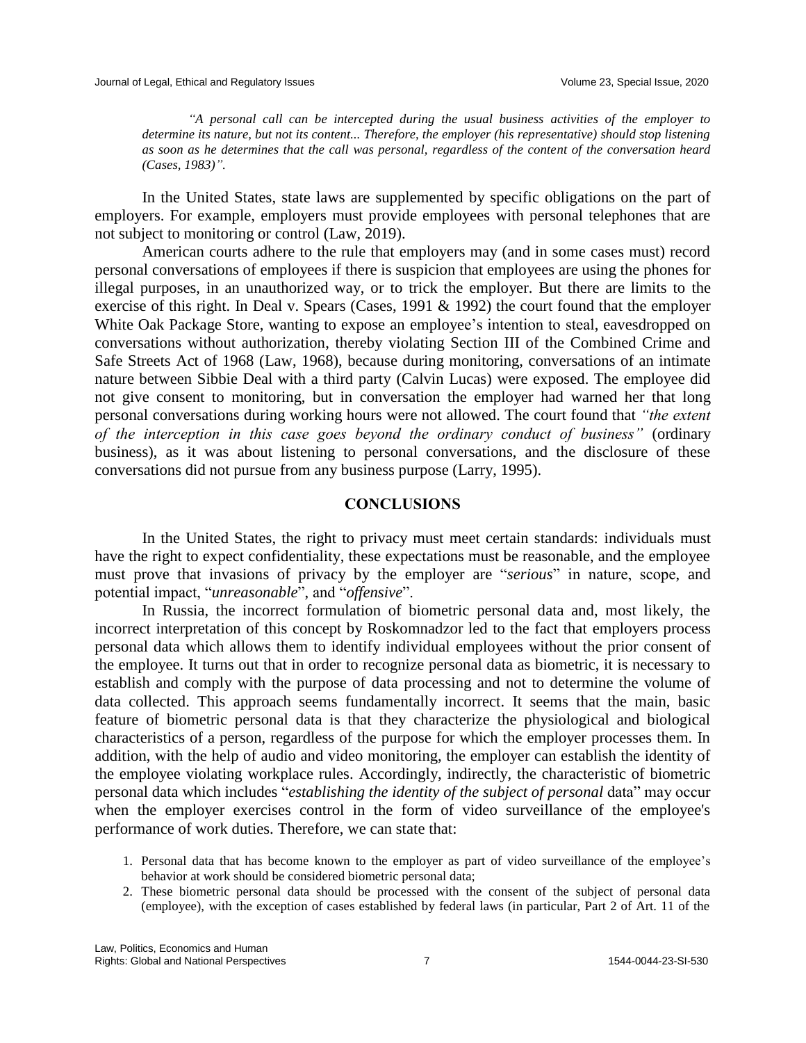*"A personal call can be intercepted during the usual business activities of the employer to determine its nature, but not its content... Therefore, the employer (his representative) should stop listening as soon as he determines that the call was personal, regardless of the content of the conversation heard (Cases, 1983)".*

In the United States, state laws are supplemented by specific obligations on the part of employers. For example, employers must provide employees with personal telephones that are not subject to monitoring or control (Law, 2019).

American courts adhere to the rule that employers may (and in some cases must) record personal conversations of employees if there is suspicion that employees are using the phones for illegal purposes, in an unauthorized way, or to trick the employer. But there are limits to the exercise of this right. In Deal v. Spears (Cases, 1991 & 1992) the court found that the employer White Oak Package Store, wanting to expose an employee's intention to steal, eavesdropped on conversations without authorization, thereby violating Section III of the Combined Crime and Safe Streets Act of 1968 (Law, 1968), because during monitoring, conversations of an intimate nature between Sibbie Deal with a third party (Calvin Lucas) were exposed. The employee did not give consent to monitoring, but in conversation the employer had warned her that long personal conversations during working hours were not allowed. The court found that *"the extent of the interception in this case goes beyond the ordinary conduct of business"* (ordinary business), as it was about listening to personal conversations, and the disclosure of these conversations did not pursue from any business purpose (Larry, 1995).

## CONCLUSIONS

In the United States, the right to privacy must meet certain standards: individuals must have the right to expect confidentiality, these expectations must be reasonable, and the employee must prove that invasions of privacy by the employer are "*serious*" in nature, scope, and potential impact, "*unreasonable*", and "*offensive*".

In Russia, the incorrect formulation of biometric personal data and, most likely, the incorrect interpretation of this concept by Roskomnadzor led to the fact that employers process personal data which allows them to identify individual employees without the prior consent of the employee. It turns out that in order to recognize personal data as biometric, it is necessary to establish and comply with the purpose of data processing and not to determine the volume of data collected. This approach seems fundamentally incorrect. It seems that the main, basic feature of biometric personal data is that they characterize the physiological and biological characteristics of a person, regardless of the purpose for which the employer processes them. In addition, with the help of audio and video monitoring, the employer can establish the identity of the employee violating workplace rules. Accordingly, indirectly, the characteristic of biometric personal data which includes "*establishing the identity of the subject of personal* data" may occur when the employer exercises control in the form of video surveillance of the employee's performance of work duties. Therefore, we can state that:

1. Personal data that has become known to the employer as part of video surveillance of the employee's behavior at work should be considered biometric personal data;
2. These biometric personal data should be processed with the consent of the subject of personal data (employee), with the exception of cases established by federal laws (in particular, Part 2 of Art. 11 of the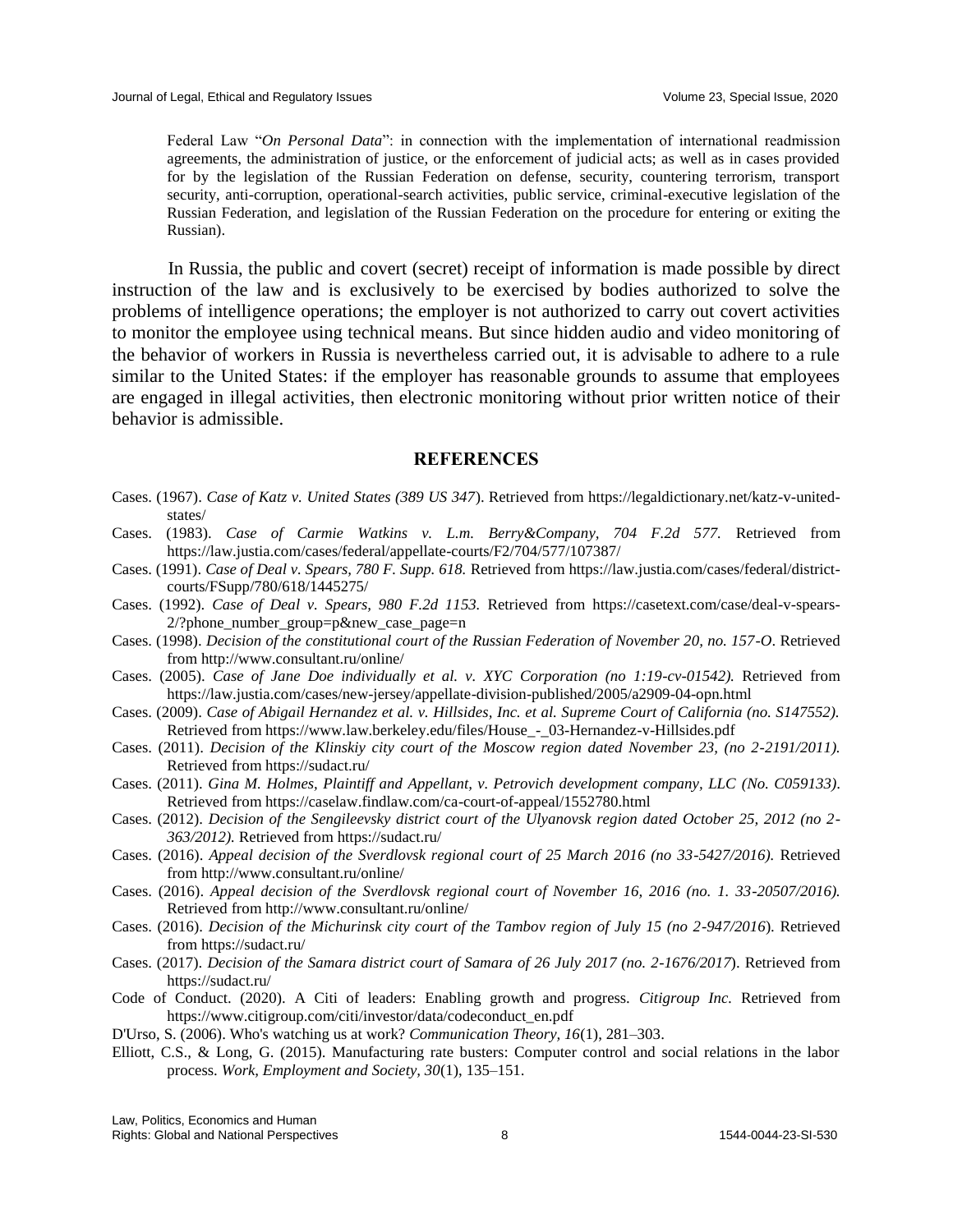Federal Law "*On Personal Data*": in connection with the implementation of international readmission agreements, the administration of justice, or the enforcement of judicial acts; as well as in cases provided for by the legislation of the Russian Federation on defense, security, countering terrorism, transport security, anti-corruption, operational-search activities, public service, criminal-executive legislation of the Russian Federation, and legislation of the Russian Federation on the procedure for entering or exiting the Russian).

In Russia, the public and covert (secret) receipt of information is made possible by direct instruction of the law and is exclusively to be exercised by bodies authorized to solve the problems of intelligence operations; the employer is not authorized to carry out covert activities to monitor the employee using technical means. But since hidden audio and video monitoring of the behavior of workers in Russia is nevertheless carried out, it is advisable to adhere to a rule similar to the United States: if the employer has reasonable grounds to assume that employees are engaged in illegal activities, then electronic monitoring without prior written notice of their behavior is admissible.

## REFERENCES

Cases. (1967). *Case of Katz v. United States (389 US 347*). Retrieved from https://legaldictionary.net/katz-v-united-states/

Cases. (1983). *Case of Carmie Watkins v. L.m. Berry&Company, 704 F.2d 577.* Retrieved from https://law.justia.com/cases/federal/appellate-courts/F2/704/577/107387/

Cases. (1991). *Case of Deal v. Spears, 780 F. Supp. 618.* Retrieved from https://law.justia.com/cases/federal/district-courts/FSupp/780/618/1445275/

Cases. (1992). *Case of Deal v. Spears, 980 F.2d 1153.* Retrieved from https://casetext.com/case/deal-v-spears-2/?phone_number_group=p&new_case_page=n

Cases. (1998). *Decision of the constitutional court of the Russian Federation of November 20, no. 157-O*. Retrieved from http://www.consultant.ru/online/

Cases. (2005). *Case of Jane Doe individually et al. v. XYC Corporation (no 1:19-cv-01542).* Retrieved from https://law.justia.com/cases/new-jersey/appellate-division-published/2005/a2909-04-opn.html

Cases. (2009). *Case of Abigail Hernandez et al. v. Hillsides, Inc. et al. Supreme Court of California (no. S147552).* Retrieved from https://www.law.berkeley.edu/files/House_-_03-Hernandez-v-Hillsides.pdf

Cases. (2011). *Decision of the Klinskiy city court of the Moscow region dated November 23, (no 2-2191/2011).* Retrieved from https://sudact.ru/

Cases. (2011). *Gina M. Holmes, Plaintiff and Appellant, v. Petrovich development company, LLC (No. C059133)*. Retrieved from https://caselaw.findlaw.com/ca-court-of-appeal/1552780.html

Cases. (2012). *Decision of the Sengileevsky district court of the Ulyanovsk region dated October 25, 2012 (no 2-363/2012).* Retrieved from https://sudact.ru/

Cases. (2016). *Appeal decision of the Sverdlovsk regional court of 25 March 2016 (no 33-5427/2016).* Retrieved from http://www.consultant.ru/online/

Cases. (2016). *Appeal decision of the Sverdlovsk regional court of November 16, 2016 (no. 1. 33-20507/2016).* Retrieved from http://www.consultant.ru/online/

Cases. (2016). *Decision of the Michurinsk city court of the Tambov region of July 15 (no 2-947/2016*). Retrieved from https://sudact.ru/

Cases. (2017). *Decision of the Samara district court of Samara of 26 July 2017 (no. 2-1676/2017*). Retrieved from https://sudact.ru/

Code of Conduct. (2020). A Citi of leaders: Enabling growth and progress. *Citigroup Inc.* Retrieved from https://www.citigroup.com/citi/investor/data/codeconduct_en.pdf

D'Urso, S. (2006). Who's watching us at work? *Communication Theory, 16*(1), 281–303.

Elliott, C.S., & Long, G. (2015). Manufacturing rate busters: Computer control and social relations in the labor process. *Work, Employment and Society, 30*(1), 135–151.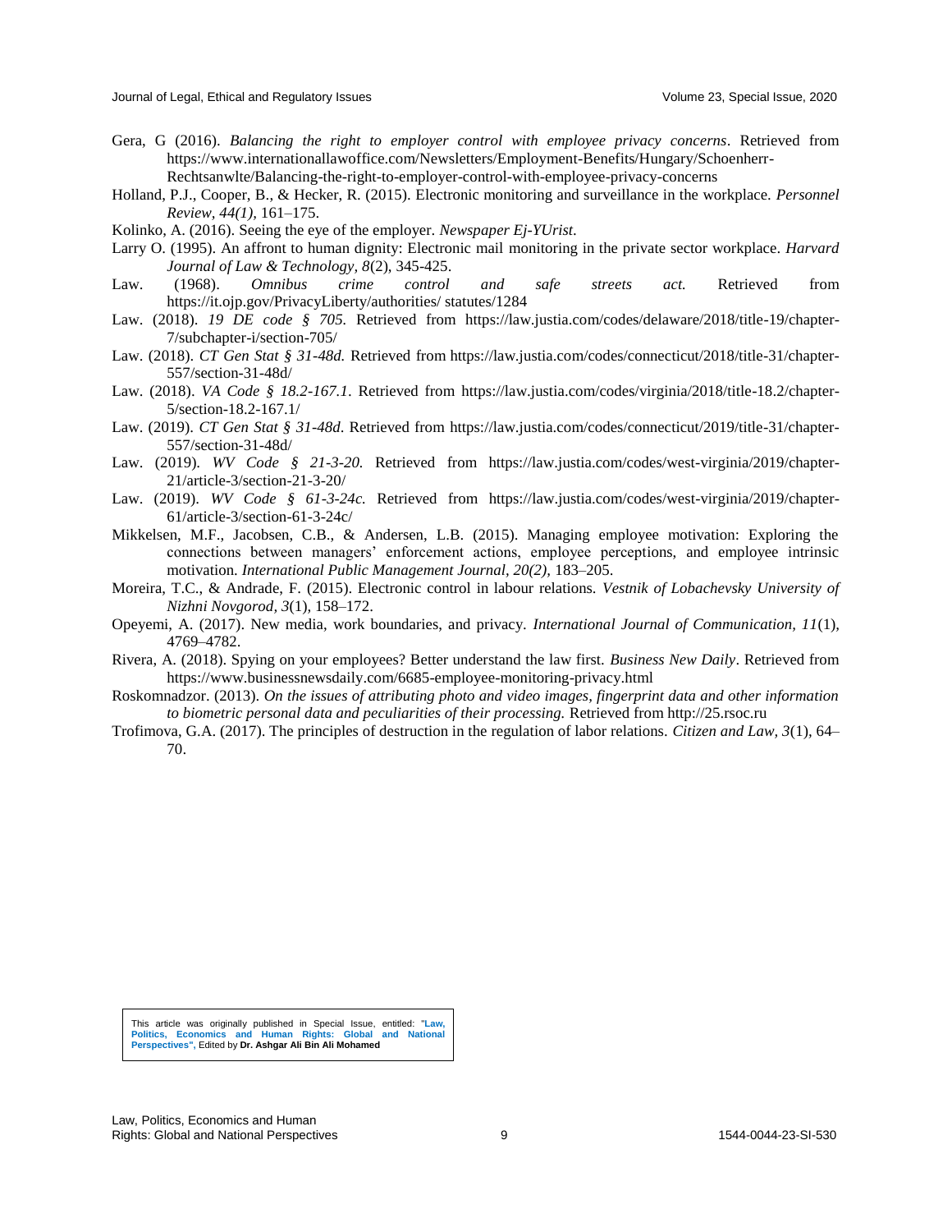Gera, G (2016). *Balancing the right to employer control with employee privacy concerns*. Retrieved from https://www.internationallawoffice.com/Newsletters/Employment-Benefits/Hungary/Schoenherr-Rechtsanwlte/Balancing-the-right-to-employer-control-with-employee-privacy-concerns

Holland, P.J., Cooper, B., & Hecker, R. (2015). Electronic monitoring and surveillance in the workplace. *Personnel Review, 44(1)*, 161–175.

Kolinko, A. (2016). Seeing the eye of the employer. *Newspaper Ej-YUrist.*

Larry O. (1995). An affront to human dignity: Electronic mail monitoring in the private sector workplace. *Harvard Journal of Law & Technology, 8*(2), 345-425.

Law. (1968). *Omnibus crime control and safe streets act.* Retrieved from https://it.ojp.gov/PrivacyLiberty/authorities/ statutes/1284

Law. (2018). *19 DE code § 705.* Retrieved from https://law.justia.com/codes/delaware/2018/title-19/chapter-7/subchapter-i/section-705/

Law. (2018). *CT Gen Stat § 31-48d.* Retrieved from https://law.justia.com/codes/connecticut/2018/title-31/chapter-557/section-31-48d/

Law. (2018). *VA Code § 18.2-167.1*. Retrieved from https://law.justia.com/codes/virginia/2018/title-18.2/chapter-5/section-18.2-167.1/

Law. (2019). *CT Gen Stat § 31-48d*. Retrieved from https://law.justia.com/codes/connecticut/2019/title-31/chapter-557/section-31-48d/

Law. (2019). *WV Code § 21-3-20.* Retrieved from https://law.justia.com/codes/west-virginia/2019/chapter-21/article-3/section-21-3-20/

Law. (2019). *WV Code § 61-3-24c.* Retrieved from https://law.justia.com/codes/west-virginia/2019/chapter-61/article-3/section-61-3-24c/

Mikkelsen, M.F., Jacobsen, C.B., & Andersen, L.B. (2015). Managing employee motivation: Exploring the connections between managers' enforcement actions, employee perceptions, and employee intrinsic motivation. *International Public Management Journal, 20(2)*, 183–205.

Moreira, T.C., & Andrade, F. (2015). Electronic control in labour relations. *Vestnik of Lobachevsky University of Nizhni Novgorod, 3*(1), 158–172.

Opeyemi, A. (2017). New media, work boundaries, and privacy. *International Journal of Communication, 11*(1), 4769–4782.

Rivera, A. (2018). Spying on your employees? Better understand the law first. *Business New Daily*. Retrieved from https://www.businessnewsdaily.com/6685-employee-monitoring-privacy.html

Roskomnadzor. (2013). *On the issues of attributing photo and video images, fingerprint data and other information to biometric personal data and peculiarities of their processing.* Retrieved from http://25.rsoc.ru

Trofimova, G.A. (2017). The principles of destruction in the regulation of labor relations. *Citizen and Law, 3*(1), 64–70.

This article was originally published in Special Issue, entitled: "**Law, Politics, Economics and Human Rights: Global and National Perspectives**", Edited by **Dr. Ashgar Ali Bin Ali Mohamed**